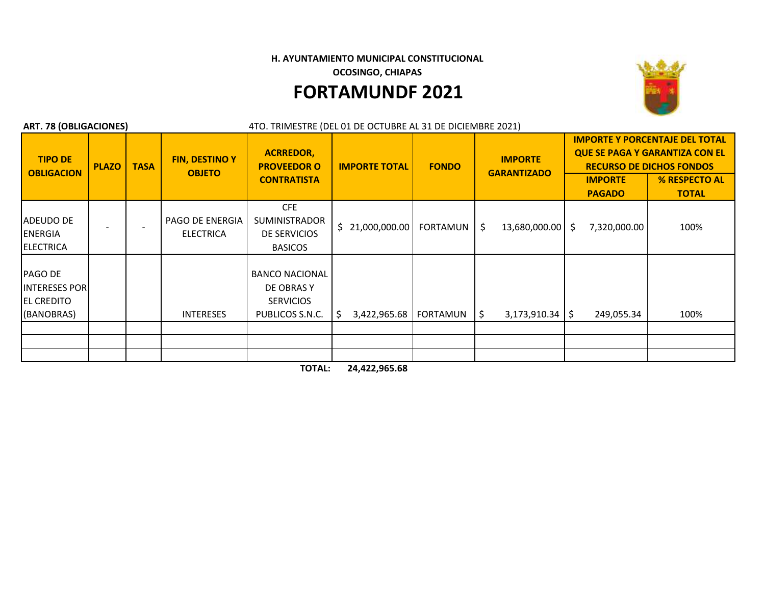**H. AYUNTAMIENTO MUNICIPAL CONSTITUCIONAL**

**OCOSINGO, CHIAPAS**

# FORTAMUNDF 2021

**ART. 78 (OBLIGACIONES)** 4TO. TRIMESTRE (DEL 01 DE OCTUBRE AL 31 DE DICIEMBRE 2021)

| TIPO DE OBLIGACION | PLAZO | TASA | FIN, DESTINO Y OBJETO | ACREEDOR, PROVEEDOR O CONTRATISTA | IMPORTE TOTAL | FONDO | IMPORTE GARANTIZADO | IMPORTE Y PORCENTAJE DEL TOTAL QUE SE PAGA Y GARANTIZA CON EL RECURSO DE DICHOS FONDOS | |
|---|---|---|---|---|---|---|---|---|---|
| | | | | | | | | IMPORTE PAGADO | % RESPECTO AL TOTAL |
| ADEUDO DE ENERGIA ELECTRICA | - | - | PAGO DE ENERGIA ELECTRICA | CFE SUMINISTRADOR DE SERVICIOS BASICOS | $ 21,000,000.00 | FORTAMUN | $ 13,680,000.00 | $ 7,320,000.00 | 100% |
| PAGO DE INTERESES POR EL CREDITO (BANOBRAS) | | | INTERESES | BANCO NACIONAL DE OBRAS Y SERVICIOS PUBLICOS S.N.C. | $ 3,422,965.68 | FORTAMUN | $ 3,173,910.34 | $ 249,055.34 | 100% |
| | | | | | | | | | |
| | | | | | | | | | |
| | | | | | | | | | |
| | | | | **TOTAL:** | **24,422,965.68** | | | | |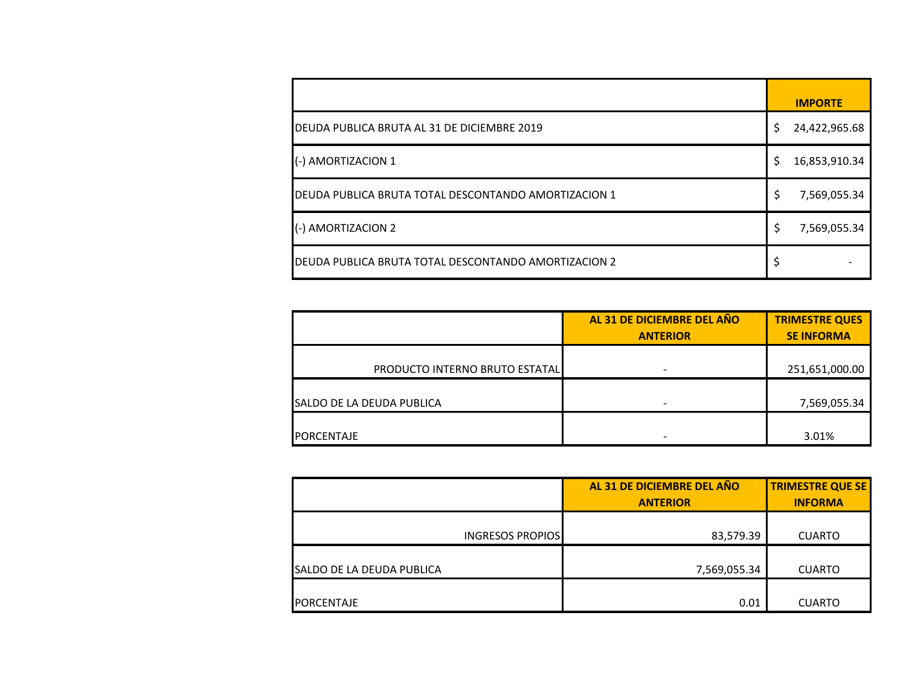| | IMPORTE |
|---|---|
| DEUDA PUBLICA BRUTA AL 31 DE DICIEMBRE 2019 | $ 24,422,965.68 |
| (-) AMORTIZACION 1 | $ 16,853,910.34 |
| DEUDA PUBLICA BRUTA TOTAL DESCONTANDO AMORTIZACION 1 | $ 7,569,055.34 |
| (-) AMORTIZACION 2 | $ 7,569,055.34 |
| DEUDA PUBLICA BRUTA TOTAL DESCONTANDO AMORTIZACION 2 | $ - |

| | AL 31 DE DICIEMBRE DEL AÑO ANTERIOR | TRIMESTRE QUES SE INFORMA |
|---|---|---|
| PRODUCTO INTERNO BRUTO ESTATAL | - | 251,651,000.00 |
| SALDO DE LA DEUDA PUBLICA | - | 7,569,055.34 |
| PORCENTAJE | - | 3.01% |

| | AL 31 DE DICIEMBRE DEL AÑO ANTERIOR | TRIMESTRE QUE SE INFORMA |
|---|---|---|
| INGRESOS PROPIOS | 83,579.39 | CUARTO |
| SALDO DE LA DEUDA PUBLICA | 7,569,055.34 | CUARTO |
| PORCENTAJE | 0.01 | CUARTO |